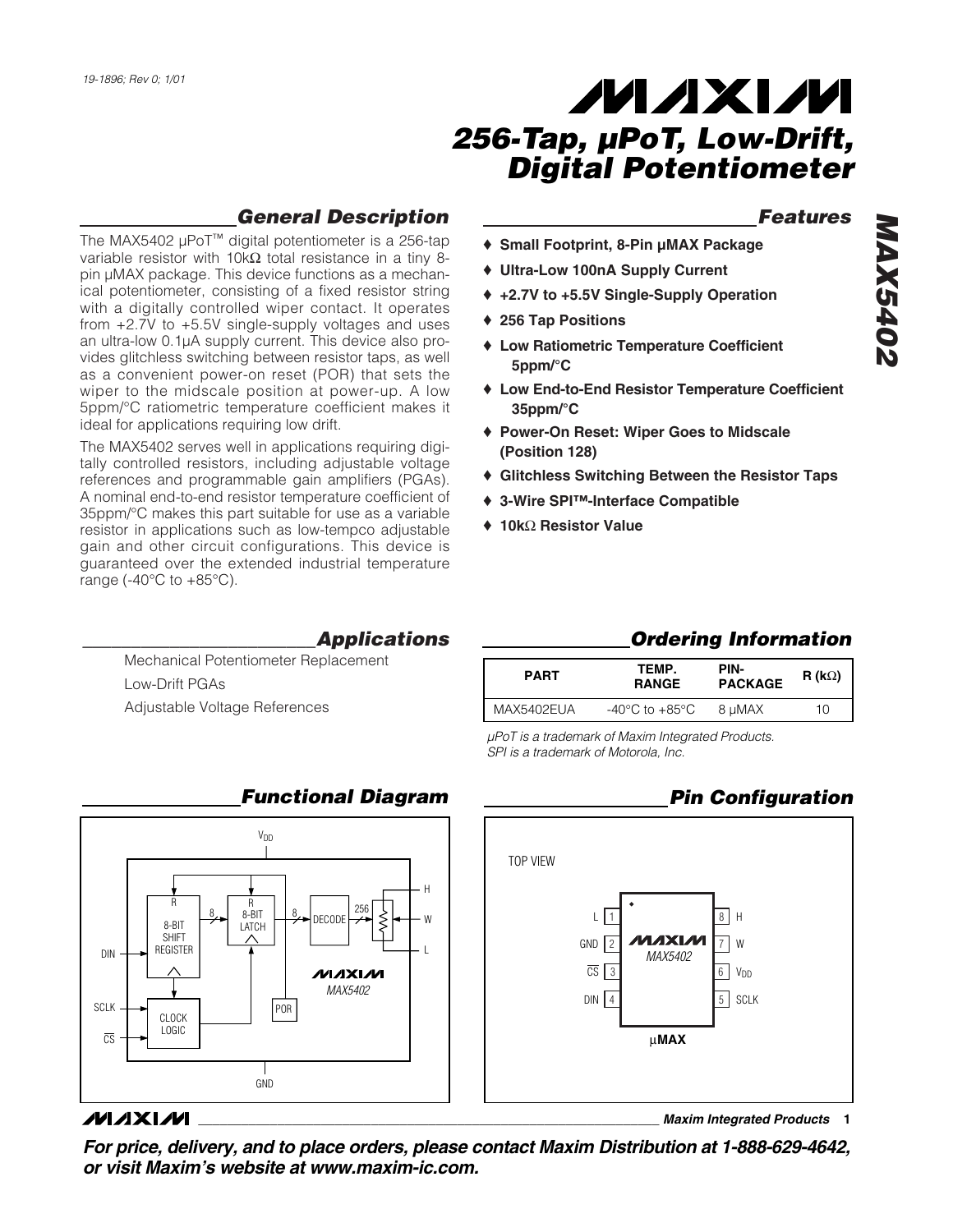19-1896; Rev 0; 1/01

# 256-Tap, µPoT, Low-Drift, Digital Potentiometer

## MAX5402

## General Description

The MAX5402 µPoT™ digital potentiometer is a 256-tap variable resistor with 10kΩ total resistance in a tiny 8-pin µMAX package. This device functions as a mechanical potentiometer, consisting of a fixed resistor string with a digitally controlled wiper contact. It operates from +2.7V to +5.5V single-supply voltages and uses an ultra-low 0.1µA supply current. This device also provides glitchless switching between resistor taps, as well as a convenient power-on reset (POR) that sets the wiper to the midscale position at power-up. A low 5ppm/°C ratiometric temperature coefficient makes it ideal for applications requiring low drift.

The MAX5402 serves well in applications requiring digitally controlled resistors, including adjustable voltage references and programmable gain amplifiers (PGAs). A nominal end-to-end resistor temperature coefficient of 35ppm/°C makes this part suitable for use as a variable resistor in applications such as low-tempco adjustable gain and other circuit configurations. This device is guaranteed over the extended industrial temperature range (-40°C to +85°C).

## Features

- ♦ Small Footprint, 8-Pin µMAX Package
- ♦ Ultra-Low 100nA Supply Current
- ♦ +2.7V to +5.5V Single-Supply Operation
- ♦ 256 Tap Positions
- ♦ Low Ratiometric Temperature Coefficient 5ppm/°C
- ♦ Low End-to-End Resistor Temperature Coefficient 35ppm/°C
- ♦ Power-On Reset: Wiper Goes to Midscale (Position 128)
- ♦ Glitchless Switching Between the Resistor Taps
- ♦ 3-Wire SPI™-Interface Compatible
- ♦ 10kΩ Resistor Value

## Applications

Mechanical Potentiometer Replacement

Low-Drift PGAs

Adjustable Voltage References

## Ordering Information

| PART | TEMP. RANGE | PIN-PACKAGE | R (kΩ) |
|---|---|---|---|
| MAX5402EUA | -40°C to +85°C | 8 µMAX | 10 |

*µPoT is a trademark of Maxim Integrated Products.*
*SPI is a trademark of Motorola, Inc.*

## Functional Diagram

$V_{DD}$, DIN, SCLK, $\overline{CS}$, 8-BIT SHIFT REGISTER, 8-BIT LATCH, DECODE, CLOCK LOGIC, POR, H, W, L, GND — MAX5402

## Pin Configuration

TOP VIEW

| Pin | Name | Pin | Name |
|---|---|---|---|
| 1 | L | 8 | H |
| 2 | GND | 7 | W |
| 3 | $\overline{CS}$ | 6 | $V_{DD}$ |
| 4 | DIN | 5 | SCLK |

MAX5402 — µMAX

**For price, delivery, and to place orders, please contact Maxim Distribution at 1-888-629-4642, or visit Maxim's website at www.maxim-ic.com.**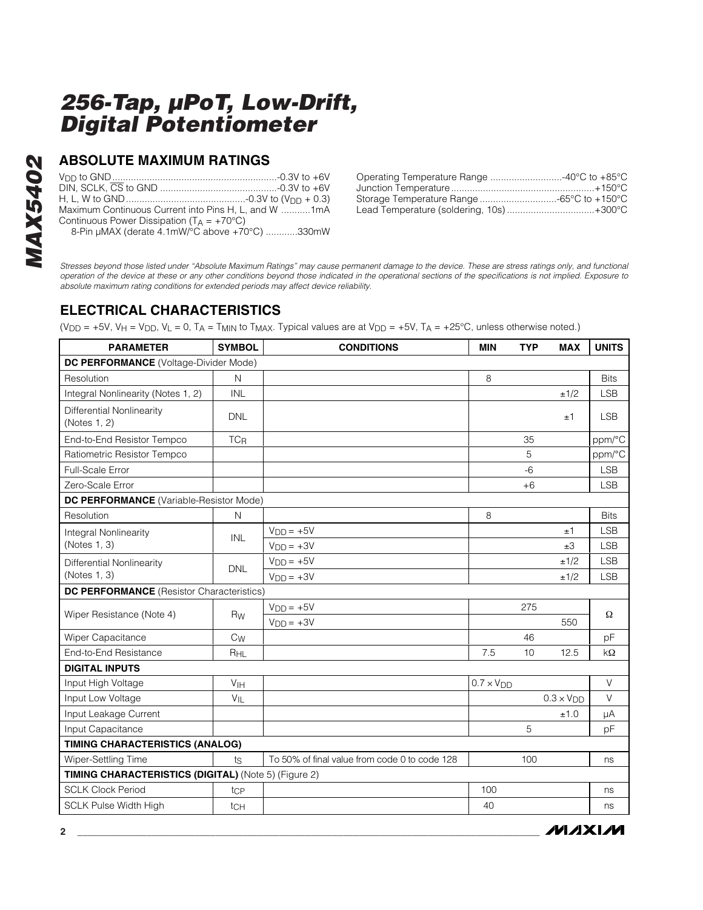# 256-Tap, µPoT, Low-Drift, Digital Potentiometer

## ABSOLUTE MAXIMUM RATINGS

$V_{DD}$ to GND ....................................................-0.3V to +6V
DIN, SCLK, $\overline{CS}$ to GND ....................................-0.3V to +6V
H, L, W to GND .....................................-0.3V to ($V_{DD}$ + 0.3)
Maximum Continuous Current into Pins H, L, and W ...........1mA
Continuous Power Dissipation ($T_A$ = +70°C)
8-Pin µMAX (derate 4.1mW/°C above +70°C) ...........330mW

Operating Temperature Range ...........................-40°C to +85°C
Junction Temperature ......................................................+150°C
Storage Temperature Range .............................-65°C to +150°C
Lead Temperature (soldering, 10s) .................................+300°C

*Stresses beyond those listed under "Absolute Maximum Ratings" may cause permanent damage to the device. These are stress ratings only, and functional operation of the device at these or any other conditions beyond those indicated in the operational sections of the specifications is not implied. Exposure to absolute maximum rating conditions for extended periods may affect device reliability.*

## ELECTRICAL CHARACTERISTICS

($V_{DD}$ = +5V, $V_H$ = $V_{DD}$, $V_L$ = 0, $T_A$ = $T_{MIN}$ to $T_{MAX}$. Typical values are at $V_{DD}$ = +5V, $T_A$ = +25°C, unless otherwise noted.)

| PARAMETER | SYMBOL | CONDITIONS | MIN | TYP | MAX | UNITS |
|---|---|---|---|---|---|---|
| **DC PERFORMANCE** (Voltage-Divider Mode) | | | | | | |
| Resolution | N | | 8 | | | Bits |
| Integral Nonlinearity (Notes 1, 2) | INL | | | | ±1/2 | LSB |
| Differential Nonlinearity (Notes 1, 2) | DNL | | | | ±1 | LSB |
| End-to-End Resistor Tempco | $TC_R$ | | | 35 | | ppm/°C |
| Ratiometric Resistor Tempco | | | | 5 | | ppm/°C |
| Full-Scale Error | | | | -6 | | LSB |
| Zero-Scale Error | | | | +6 | | LSB |
| **DC PERFORMANCE** (Variable-Resistor Mode) | | | | | | |
| Resolution | N | | 8 | | | Bits |
| Integral Nonlinearity (Notes 1, 3) | INL | $V_{DD}$ = +5V | | | ±1 | LSB |
| | | $V_{DD}$ = +3V | | | ±3 | LSB |
| Differential Nonlinearity (Notes 1, 3) | DNL | $V_{DD}$ = +5V | | | ±1/2 | LSB |
| | | $V_{DD}$ = +3V | | | ±1/2 | LSB |
| **DC PERFORMANCE** (Resistor Characteristics) | | | | | | |
| Wiper Resistance (Note 4) | $R_W$ | $V_{DD}$ = +5V | | 275 | | Ω |
| | | $V_{DD}$ = +3V | | | 550 | |
| Wiper Capacitance | $C_W$ | | | 46 | | pF |
| End-to-End Resistance | $R_{HL}$ | | 7.5 | 10 | 12.5 | kΩ |
| **DIGITAL INPUTS** | | | | | | |
| Input High Voltage | $V_{IH}$ | | 0.7 × $V_{DD}$ | | | V |
| Input Low Voltage | $V_{IL}$ | | | | 0.3 × $V_{DD}$ | V |
| Input Leakage Current | | | | | ±1.0 | µA |
| Input Capacitance | | | | 5 | | pF |
| **TIMING CHARACTERISTICS (ANALOG)** | | | | | | |
| Wiper-Settling Time | $t_S$ | To 50% of final value from code 0 to code 128 | | 100 | | ns |
| **TIMING CHARACTERISTICS (DIGITAL)** (Note 5) (Figure 2) | | | | | | |
| SCLK Clock Period | $t_{CP}$ | | 100 | | | ns |
| SCLK Pulse Width High | $t_{CH}$ | | 40 | | | ns |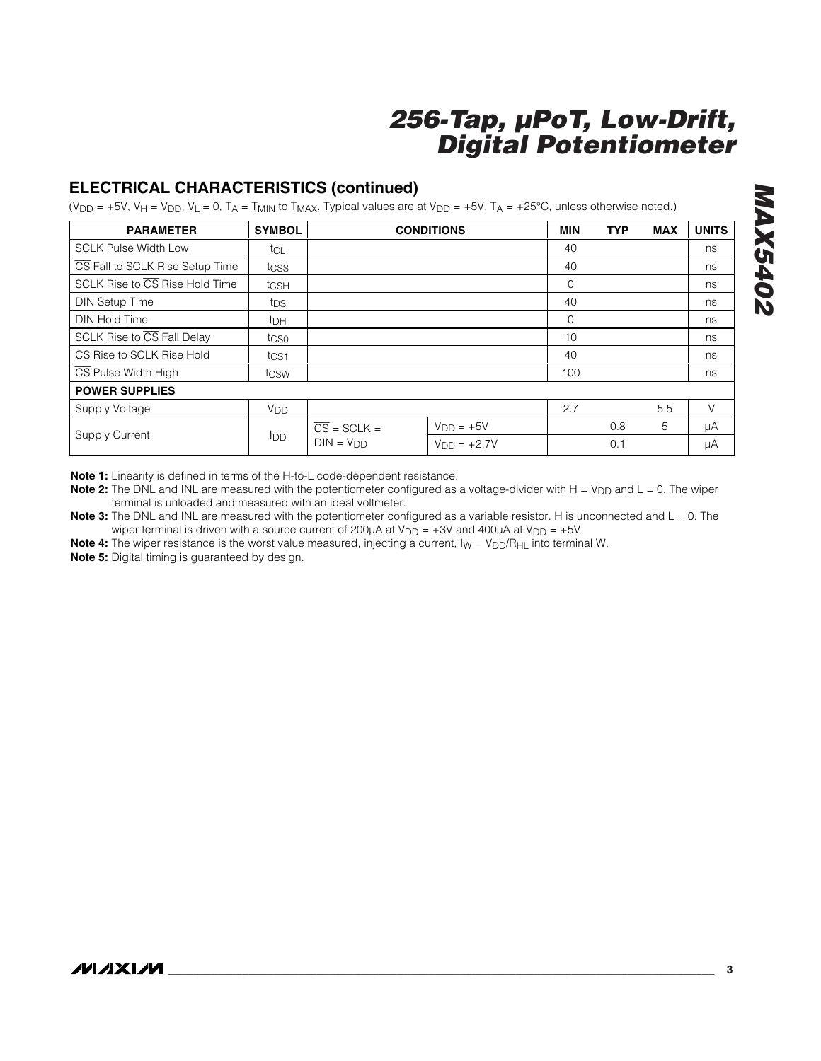## ELECTRICAL CHARACTERISTICS (continued)

($V_{DD}$ = +5V, $V_H$ = $V_{DD}$, $V_L$ = 0, $T_A$ = $T_{MIN}$ to $T_{MAX}$. Typical values are at $V_{DD}$ = +5V, $T_A$ = +25°C, unless otherwise noted.)

| PARAMETER | SYMBOL | CONDITIONS | | MIN | TYP | MAX | UNITS |
|---|---|---|---|---|---|---|---|
| SCLK Pulse Width Low | $t_{CL}$ | | | 40 | | | ns |
| $\overline{CS}$ Fall to SCLK Rise Setup Time | $t_{CSS}$ | | | 40 | | | ns |
| SCLK Rise to $\overline{CS}$ Rise Hold Time | $t_{CSH}$ | | | 0 | | | ns |
| DIN Setup Time | $t_{DS}$ | | | 40 | | | ns |
| DIN Hold Time | $t_{DH}$ | | | 0 | | | ns |
| SCLK Rise to $\overline{CS}$ Fall Delay | $t_{CS0}$ | | | 10 | | | ns |
| $\overline{CS}$ Rise to SCLK Rise Hold | $t_{CS1}$ | | | 40 | | | ns |
| $\overline{CS}$ Pulse Width High | $t_{CSW}$ | | | 100 | | | ns |
| **POWER SUPPLIES** | | | | | | | |
| Supply Voltage | $V_{DD}$ | | | 2.7 | | 5.5 | V |
| Supply Current | $I_{DD}$ | $\overline{CS}$ = SCLK = DIN = $V_{DD}$ | $V_{DD}$ = +5V | | 0.8 | 5 | µA |
| | | | $V_{DD}$ = +2.7V | | 0.1 | | µA |

**Note 1:** Linearity is defined in terms of the H-to-L code-dependent resistance.

**Note 2:** The DNL and INL are measured with the potentiometer configured as a voltage-divider with H = $V_{DD}$ and L = 0. The wiper terminal is unloaded and measured with an ideal voltmeter.

**Note 3:** The DNL and INL are measured with the potentiometer configured as a variable resistor. H is unconnected and L = 0. The wiper terminal is driven with a source current of 200µA at $V_{DD}$ = +3V and 400µA at $V_{DD}$ = +5V.

**Note 4:** The wiper resistance is the worst value measured, injecting a current, $I_W = V_{DD}/R_{HL}$ into terminal W.

**Note 5:** Digital timing is guaranteed by design.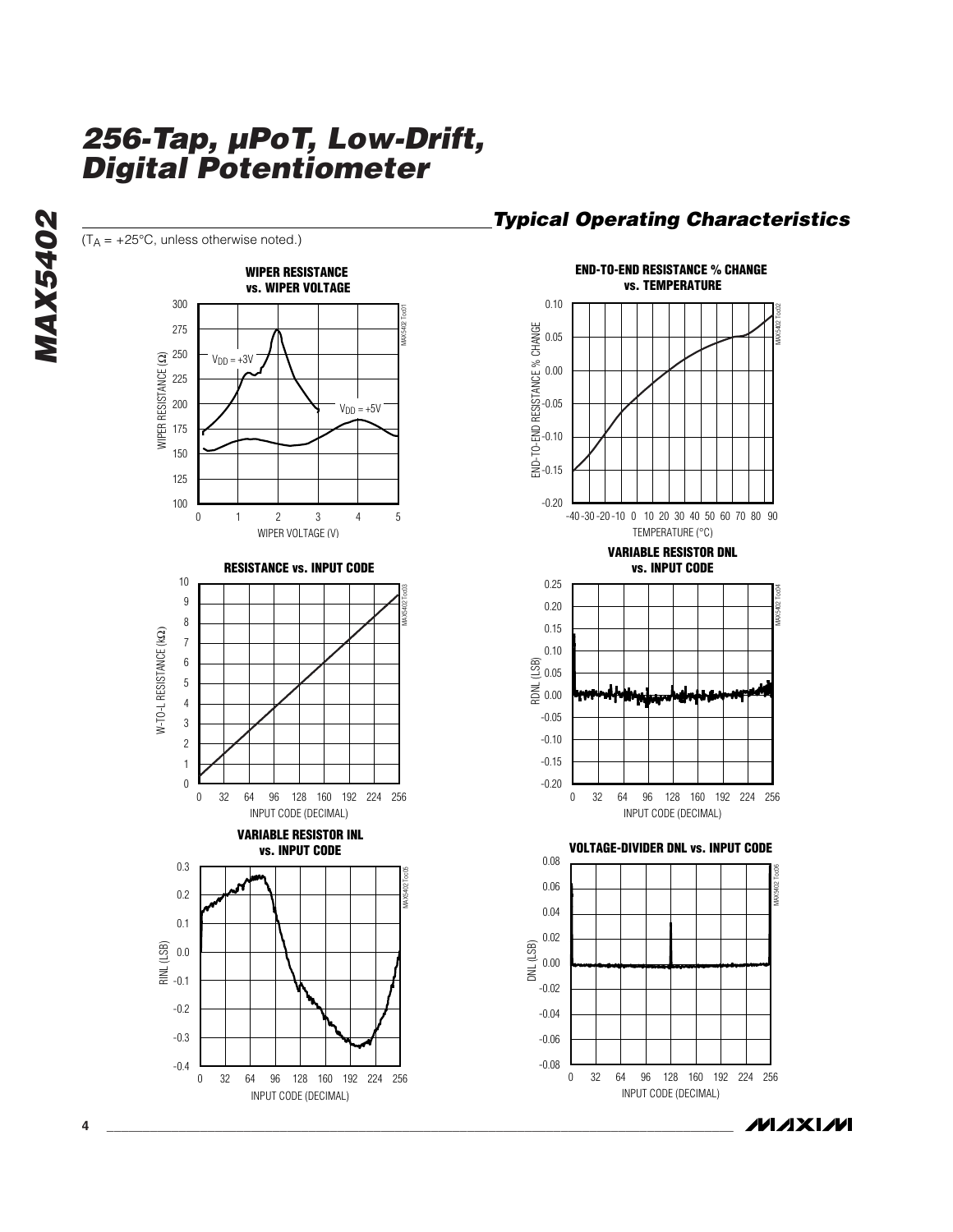## Typical Operating Characteristics

($T_A$ = +25°C, unless otherwise noted.)

**WIPER RESISTANCE vs. WIPER VOLTAGE**

**END-TO-END RESISTANCE % CHANGE vs. TEMPERATURE**

**RESISTANCE vs. INPUT CODE**

**VARIABLE RESISTOR DNL vs. INPUT CODE**

**VARIABLE RESISTOR INL vs. INPUT CODE**

**VOLTAGE-DIVIDER DNL vs. INPUT CODE**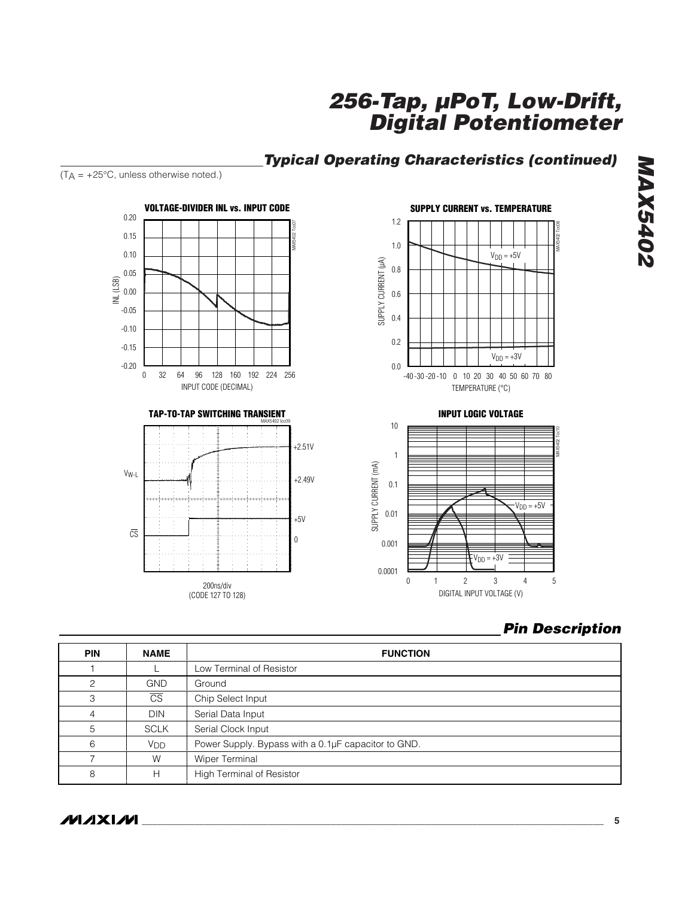## Typical Operating Characteristics (continued)

($T_A$ = +25°C, unless otherwise noted.)

**VOLTAGE-DIVIDER INL vs. INPUT CODE**

**SUPPLY CURRENT vs. TEMPERATURE**

**TAP-TO-TAP SWITCHING TRANSIENT**

200ns/div
(CODE 127 TO 128)

**INPUT LOGIC VOLTAGE**

## Pin Description

| PIN | NAME | FUNCTION |
|---|---|---|
| 1 | L | Low Terminal of Resistor |
| 2 | GND | Ground |
| 3 | $\overline{CS}$ | Chip Select Input |
| 4 | DIN | Serial Data Input |
| 5 | SCLK | Serial Clock Input |
| 6 | $V_{DD}$ | Power Supply. Bypass with a 0.1µF capacitor to GND. |
| 7 | W | Wiper Terminal |
| 8 | H | High Terminal of Resistor |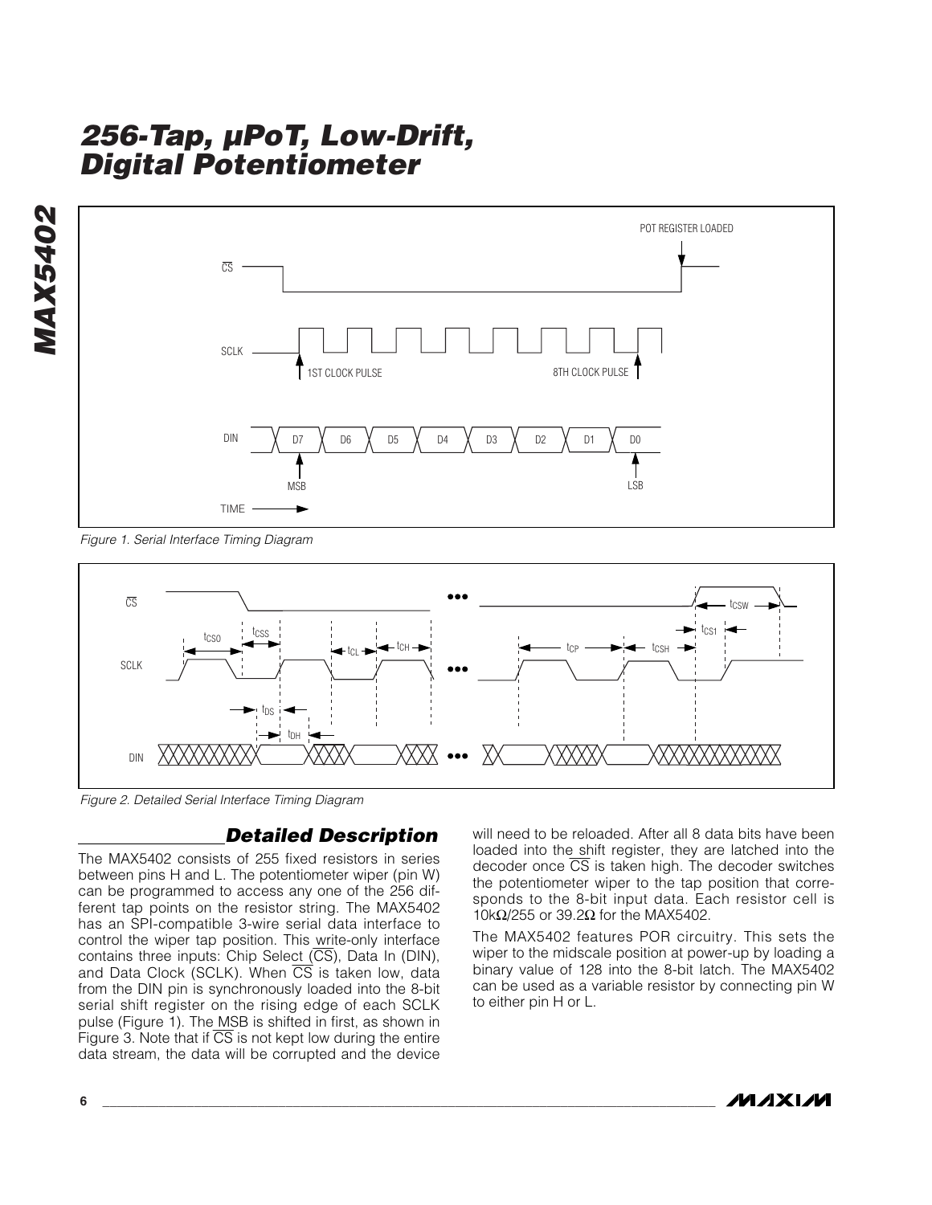# 256-Tap, µPoT, Low-Drift, Digital Potentiometer

Figure 1. Serial Interface Timing Diagram

Figure 2. Detailed Serial Interface Timing Diagram

## Detailed Description

The MAX5402 consists of 255 fixed resistors in series between pins H and L. The potentiometer wiper (pin W) can be programmed to access any one of the 256 different tap points on the resistor string. The MAX5402 has an SPI-compatible 3-wire serial data interface to control the wiper tap position. This write-only interface contains three inputs: Chip Select ($\overline{CS}$), Data In (DIN), and Data Clock (SCLK). When $\overline{CS}$ is taken low, data from the DIN pin is synchronously loaded into the 8-bit serial shift register on the rising edge of each SCLK pulse (Figure 1). The MSB is shifted in first, as shown in Figure 3. Note that if $\overline{CS}$ is not kept low during the entire data stream, the data will be corrupted and the device will need to be reloaded. After all 8 data bits have been loaded into the shift register, they are latched into the decoder once $\overline{CS}$ is taken high. The decoder switches the potentiometer wiper to the tap position that corresponds to the 8-bit input data. Each resistor cell is 10kΩ/255 or 39.2Ω for the MAX5402.

The MAX5402 features POR circuitry. This sets the wiper to the midscale position at power-up by loading a binary value of 128 into the 8-bit latch. The MAX5402 can be used as a variable resistor by connecting pin W to either pin H or L.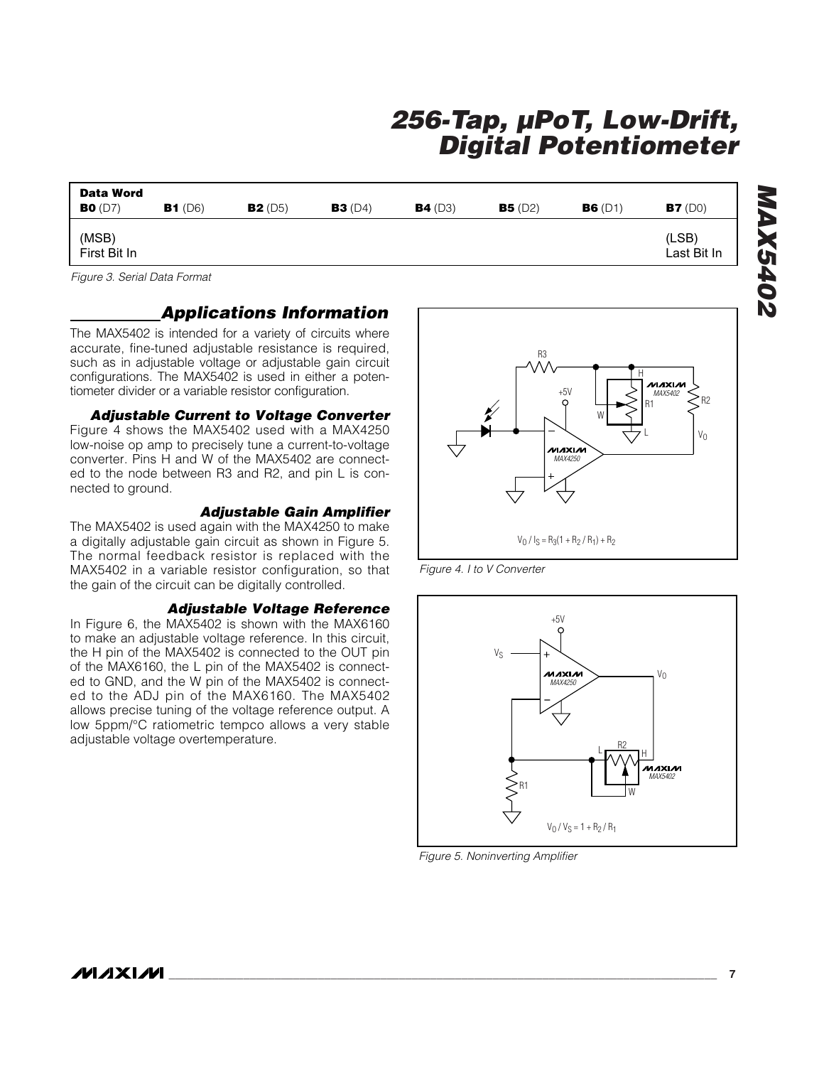| Data Word | | | | | | | |
|---|---|---|---|---|---|---|---|
| **B0** (D7) | **B1** (D6) | **B2** (D5) | **B3** (D4) | **B4** (D3) | **B5** (D2) | **B6** (D1) | **B7** (D0) |
| (MSB) First Bit In | | | | | | | (LSB) Last Bit In |

*Figure 3. Serial Data Format*

## Applications Information

The MAX5402 is intended for a variety of circuits where accurate, fine-tuned adjustable resistance is required, such as in adjustable voltage or adjustable gain circuit configurations. The MAX5402 is used in either a potentiometer divider or a variable resistor configuration.

### Adjustable Current to Voltage Converter

Figure 4 shows the MAX5402 used with a MAX4250 low-noise op amp to precisely tune a current-to-voltage converter. Pins H and W of the MAX5402 are connected to the node between R3 and R2, and pin L is connected to ground.

### Adjustable Gain Amplifier

The MAX5402 is used again with the MAX4250 to make a digitally adjustable gain circuit as shown in Figure 5. The normal feedback resistor is replaced with the MAX5402 in a variable resistor configuration, so that the gain of the circuit can be digitally controlled.

### Adjustable Voltage Reference

In Figure 6, the MAX5402 is shown with the MAX6160 to make an adjustable voltage reference. In this circuit, the H pin of the MAX5402 is connected to the OUT pin of the MAX6160, the L pin of the MAX5402 is connected to GND, and the W pin of the MAX5402 is connected to the ADJ pin of the MAX6160. The MAX5402 allows precise tuning of the voltage reference output. A low 5ppm/°C ratiometric tempco allows a very stable adjustable voltage overtemperature.

$V_0 / I_S = R_3(1 + R_2 / R_1) + R_2$

*Figure 4. I to V Converter*

$V_0 / V_S = 1 + R_2 / R_1$

*Figure 5. Noninverting Amplifier*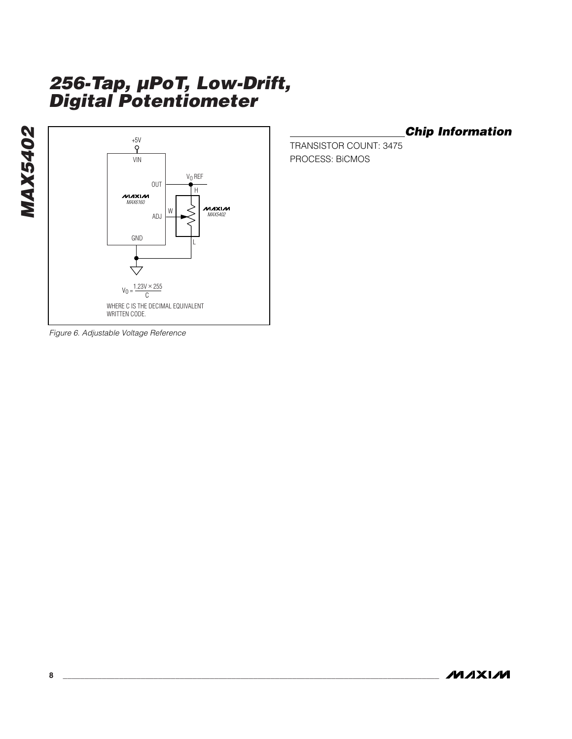+5V

VIN

OUT

MAX6160

ADJ

GND

$V_O$ REF

H

W

MAX5402

L

$$V_O = \frac{1.23V \times 255}{C}$$

WHERE C IS THE DECIMAL EQUIVALENT WRITTEN CODE.

*Figure 6. Adjustable Voltage Reference*

## Chip Information

TRANSISTOR COUNT: 3475

PROCESS: BiCMOS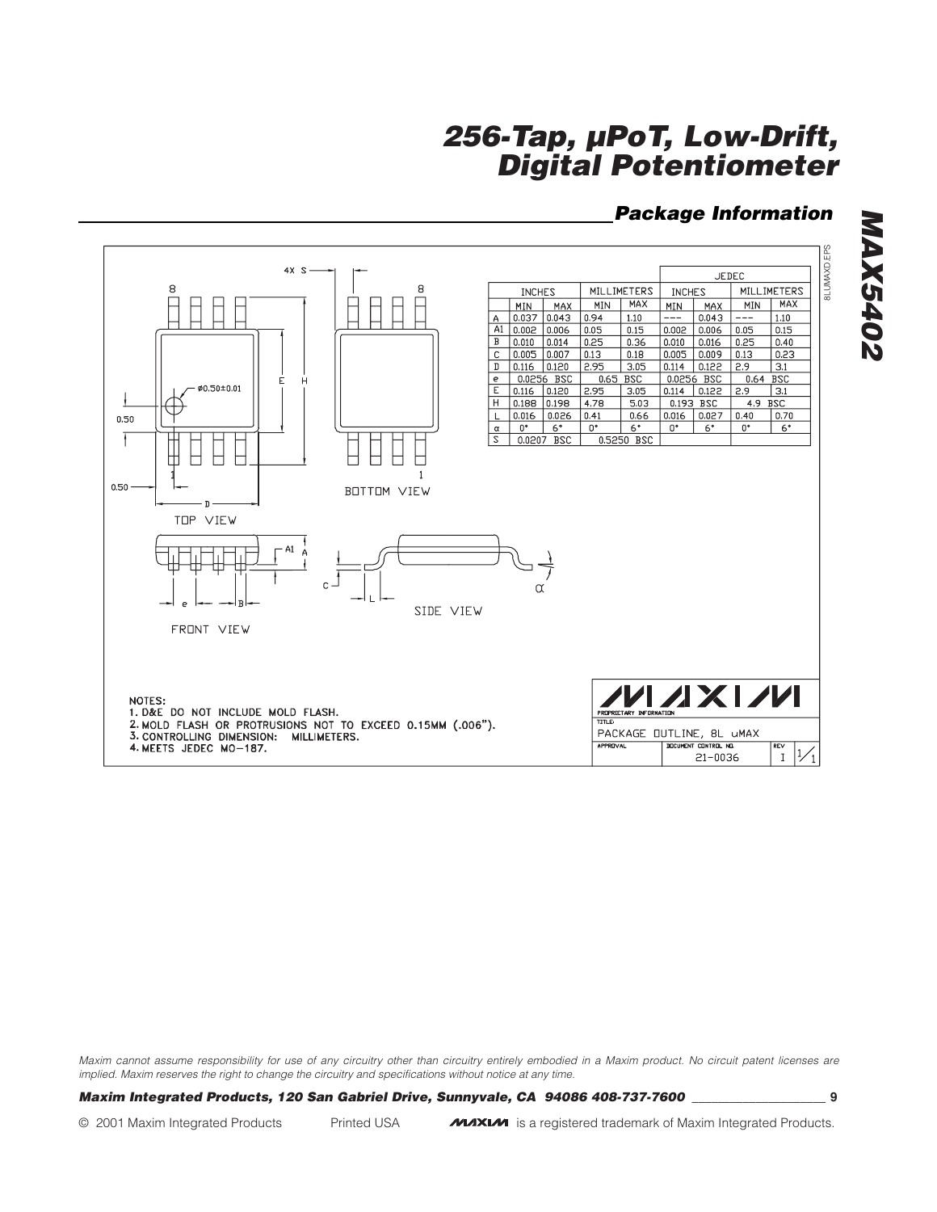## Package Information

8LUMAXD.EPS

4X S

8

8

E

H

ø0.50±0.01

0.50

0.50

1

1

D

TOP VIEW

BOTTOM VIEW

A1

A

C

L

α

e

B

SIDE VIEW

FRONT VIEW

| | INCHES | | MILLIMETERS | | JEDEC INCHES | | JEDEC MILLIMETERS | |
|---|---|---|---|---|---|---|---|---|
| | MIN | MAX | MIN | MAX | MIN | MAX | MIN | MAX |
| A | 0.037 | 0.043 | 0.94 | 1.10 | --- | 0.043 | --- | 1.10 |
| A1 | 0.002 | 0.006 | 0.05 | 0.15 | 0.002 | 0.006 | 0.05 | 0.15 |
| B | 0.010 | 0.014 | 0.25 | 0.36 | 0.010 | 0.016 | 0.25 | 0.40 |
| C | 0.005 | 0.007 | 0.13 | 0.18 | 0.005 | 0.009 | 0.13 | 0.23 |
| D | 0.116 | 0.120 | 2.95 | 3.05 | 0.114 | 0.122 | 2.9 | 3.1 |
| e | 0.0256 BSC | | 0.65 BSC | | 0.0256 BSC | | 0.64 BSC | |
| E | 0.116 | 0.120 | 2.95 | 3.05 | 0.114 | 0.122 | 2.9 | 3.1 |
| H | 0.188 | 0.198 | 4.78 | 5.03 | 0.193 BSC | | 4.9 BSC | |
| L | 0.016 | 0.026 | 0.41 | 0.66 | 0.016 | 0.027 | 0.40 | 0.70 |
| α | 0° | 6° | 0° | 6° | 0° | 6° | 0° | 6° |
| S | 0.0207 BSC | | 0.5250 BSC | | | | | |

NOTES:
1. D&E DO NOT INCLUDE MOLD FLASH.
2. MOLD FLASH OR PROTRUSIONS NOT TO EXCEED 0.15MM (.006").
3. CONTROLLING DIMENSION: MILLIMETERS.
4. MEETS JEDEC MO-187.

MAXIM

PROPRIETARY INFORMATION

TITLE: PACKAGE OUTLINE, 8L uMAX

APPROVAL | DOCUMENT CONTROL NO. 21-0036 | REV I | 1/1

*Maxim cannot assume responsibility for use of any circuitry other than circuitry entirely embodied in a Maxim product. No circuit patent licenses are implied. Maxim reserves the right to change the circuitry and specifications without notice at any time.*

***Maxim Integrated Products, 120 San Gabriel Drive, Sunnyvale, CA 94086 408-737-7600***

© 2001 Maxim Integrated Products Printed USA MAXIM is a registered trademark of Maxim Integrated Products.